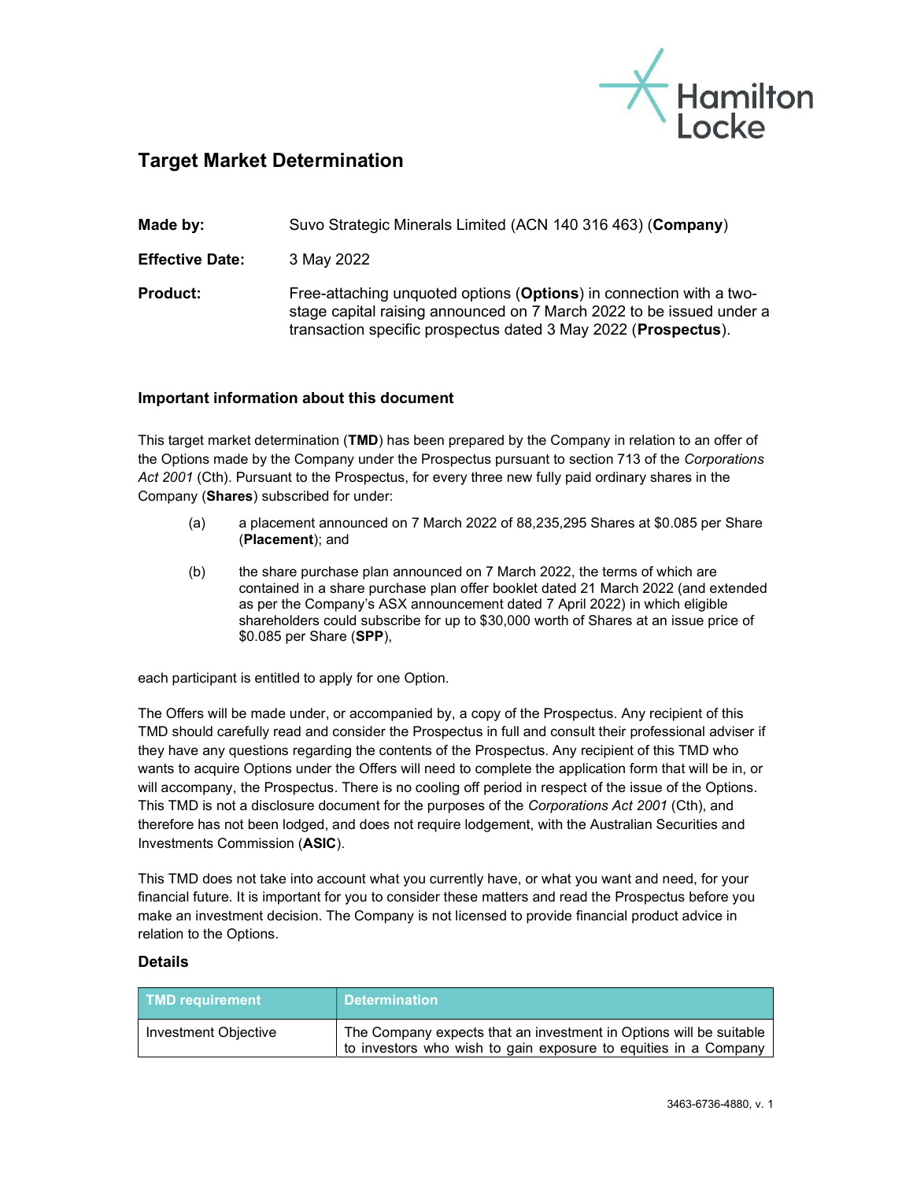# Target Market Determination

**Made by:** Suvo Strategic Minerals Limited (ACN 140 316 463) (**Company**)

**Effective Date:** 3 May 2022

**Product:** Free-attaching unquoted options (**Options**) in connection with a two-stage capital raising announced on 7 March 2022 to be issued under a transaction specific prospectus dated 3 May 2022 (**Prospectus**).

## Important information about this document

This target market determination (**TMD**) has been prepared by the Company in relation to an offer of the Options made by the Company under the Prospectus pursuant to section 713 of the *Corporations Act 2001* (Cth). Pursuant to the Prospectus, for every three new fully paid ordinary shares in the Company (**Shares**) subscribed for under:

(a) a placement announced on 7 March 2022 of 88,235,295 Shares at $0.085 per Share (**Placement**); and

(b) the share purchase plan announced on 7 March 2022, the terms of which are contained in a share purchase plan offer booklet dated 21 March 2022 (and extended as per the Company's ASX announcement dated 7 April 2022) in which eligible shareholders could subscribe for up to $30,000 worth of Shares at an issue price of $0.085 per Share (**SPP**),

each participant is entitled to apply for one Option.

The Offers will be made under, or accompanied by, a copy of the Prospectus. Any recipient of this TMD should carefully read and consider the Prospectus in full and consult their professional adviser if they have any questions regarding the contents of the Prospectus. Any recipient of this TMD who wants to acquire Options under the Offers will need to complete the application form that will be in, or will accompany, the Prospectus. There is no cooling off period in respect of the issue of the Options. This TMD is not a disclosure document for the purposes of the *Corporations Act 2001* (Cth), and therefore has not been lodged, and does not require lodgement, with the Australian Securities and Investments Commission (**ASIC**).

This TMD does not take into account what you currently have, or what you want and need, for your financial future. It is important for you to consider these matters and read the Prospectus before you make an investment decision. The Company is not licensed to provide financial product advice in relation to the Options.

### Details

| TMD requirement | Determination |
| --- | --- |
| Investment Objective | The Company expects that an investment in Options will be suitable to investors who wish to gain exposure to equities in a Company |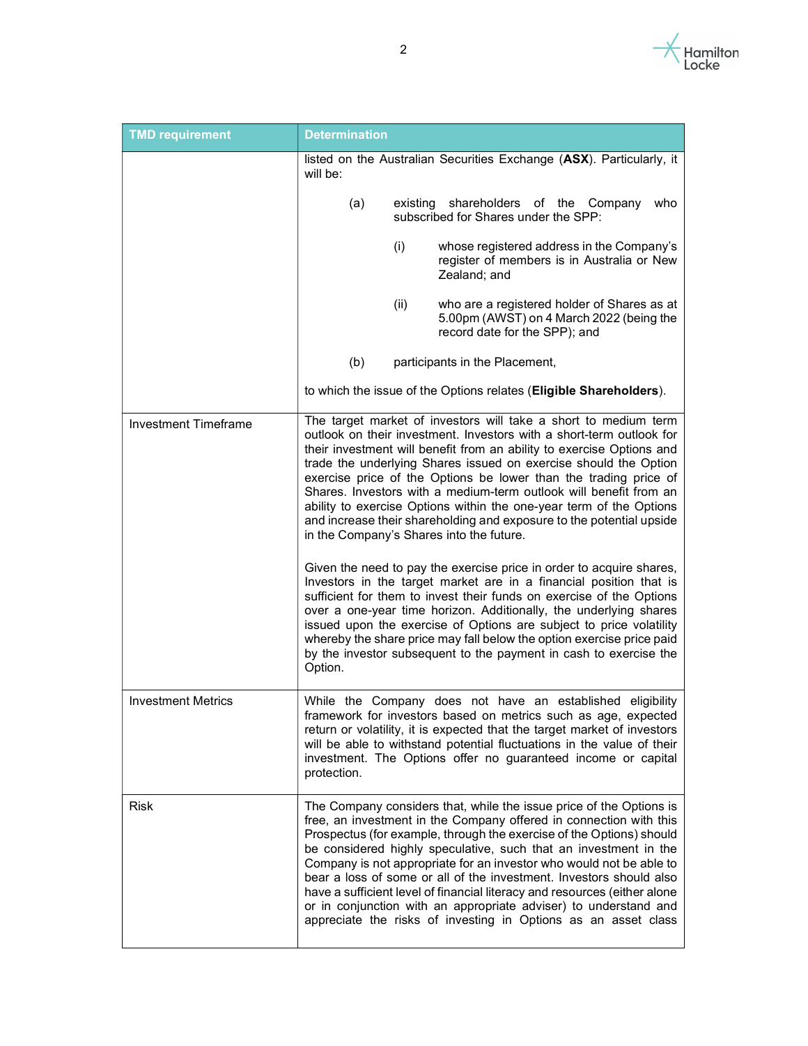| TMD requirement | Determination |
|---|---|
| | listed on the Australian Securities Exchange (**ASX**). Particularly, it will be:<br><br>(a) existing shareholders of the Company who subscribed for Shares under the SPP:<br><br>(i) whose registered address in the Company's register of members is in Australia or New Zealand; and<br><br>(ii) who are a registered holder of Shares as at 5.00pm (AWST) on 4 March 2022 (being the record date for the SPP); and<br><br>(b) participants in the Placement,<br><br>to which the issue of the Options relates (**Eligible Shareholders**). |
| Investment Timeframe | The target market of investors will take a short to medium term outlook on their investment. Investors with a short-term outlook for their investment will benefit from an ability to exercise Options and trade the underlying Shares issued on exercise should the Option exercise price of the Options be lower than the trading price of Shares. Investors with a medium-term outlook will benefit from an ability to exercise Options within the one-year term of the Options and increase their shareholding and exposure to the potential upside in the Company's Shares into the future.<br><br>Given the need to pay the exercise price in order to acquire shares, Investors in the target market are in a financial position that is sufficient for them to invest their funds on exercise of the Options over a one-year time horizon. Additionally, the underlying shares issued upon the exercise of Options are subject to price volatility whereby the share price may fall below the option exercise price paid by the investor subsequent to the payment in cash to exercise the Option. |
| Investment Metrics | While the Company does not have an established eligibility framework for investors based on metrics such as age, expected return or volatility, it is expected that the target market of investors will be able to withstand potential fluctuations in the value of their investment. The Options offer no guaranteed income or capital protection. |
| Risk | The Company considers that, while the issue price of the Options is free, an investment in the Company offered in connection with this Prospectus (for example, through the exercise of the Options) should be considered highly speculative, such that an investment in the Company is not appropriate for an investor who would not be able to bear a loss of some or all of the investment. Investors should also have a sufficient level of financial literacy and resources (either alone or in conjunction with an appropriate adviser) to understand and appreciate the risks of investing in Options as an asset class |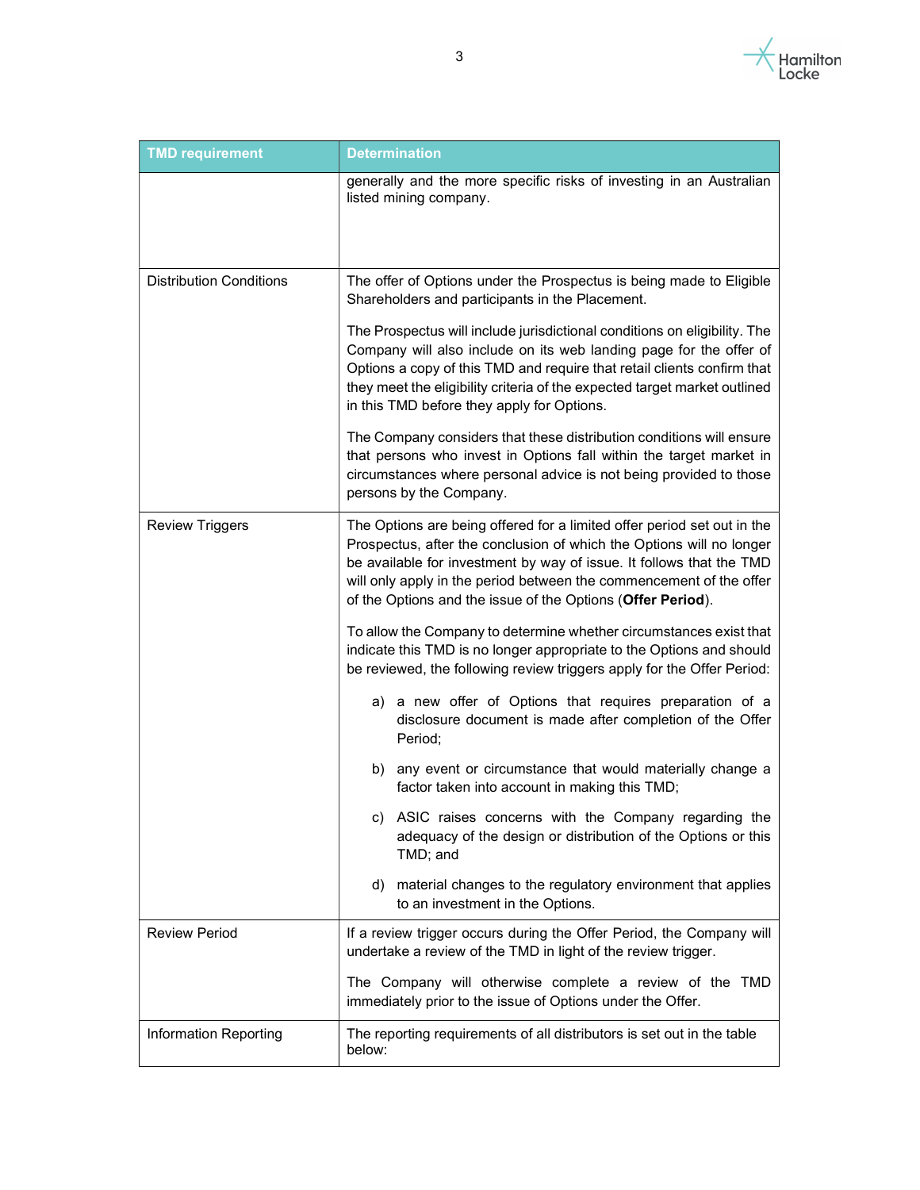| TMD requirement | Determination |
| --- | --- |
| | generally and the more specific risks of investing in an Australian listed mining company. |
| Distribution Conditions | The offer of Options under the Prospectus is being made to Eligible Shareholders and participants in the Placement.<br><br>The Prospectus will include jurisdictional conditions on eligibility. The Company will also include on its web landing page for the offer of Options a copy of this TMD and require that retail clients confirm that they meet the eligibility criteria of the expected target market outlined in this TMD before they apply for Options.<br><br>The Company considers that these distribution conditions will ensure that persons who invest in Options fall within the target market in circumstances where personal advice is not being provided to those persons by the Company. |
| Review Triggers | The Options are being offered for a limited offer period set out in the Prospectus, after the conclusion of which the Options will no longer be available for investment by way of issue. It follows that the TMD will only apply in the period between the commencement of the offer of the Options and the issue of the Options (**Offer Period**).<br><br>To allow the Company to determine whether circumstances exist that indicate this TMD is no longer appropriate to the Options and should be reviewed, the following review triggers apply for the Offer Period:<br><br>a) a new offer of Options that requires preparation of a disclosure document is made after completion of the Offer Period;<br><br>b) any event or circumstance that would materially change a factor taken into account in making this TMD;<br><br>c) ASIC raises concerns with the Company regarding the adequacy of the design or distribution of the Options or this TMD; and<br><br>d) material changes to the regulatory environment that applies to an investment in the Options. |
| Review Period | If a review trigger occurs during the Offer Period, the Company will undertake a review of the TMD in light of the review trigger.<br><br>The Company will otherwise complete a review of the TMD immediately prior to the issue of Options under the Offer. |
| Information Reporting | The reporting requirements of all distributors is set out in the table below: |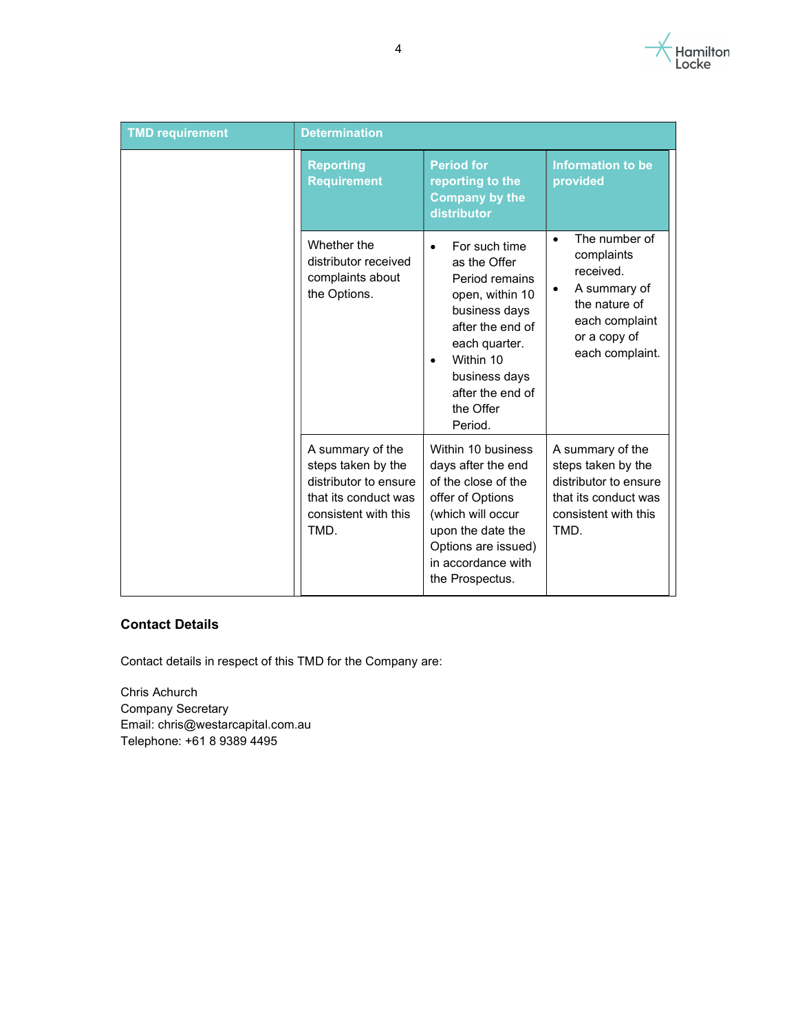| TMD requirement | Determination | | |
| --- | --- | --- | --- |
| | **Reporting Requirement** | **Period for reporting to the Company by the distributor** | **Information to be provided** |
| | Whether the distributor received complaints about the Options. | • For such time as the Offer Period remains open, within 10 business days after the end of each quarter.<br>• Within 10 business days after the end of the Offer Period. | • The number of complaints received.<br>• A summary of the nature of each complaint or a copy of each complaint. |
| | A summary of the steps taken by the distributor to ensure that its conduct was consistent with this TMD. | Within 10 business days after the end of the close of the offer of Options (which will occur upon the date the Options are issued) in accordance with the Prospectus. | A summary of the steps taken by the distributor to ensure that its conduct was consistent with this TMD. |

**Contact Details**

Contact details in respect of this TMD for the Company are:

Chris Achurch
Company Secretary
Email: chris@westarcapital.com.au
Telephone: +61 8 9389 4495